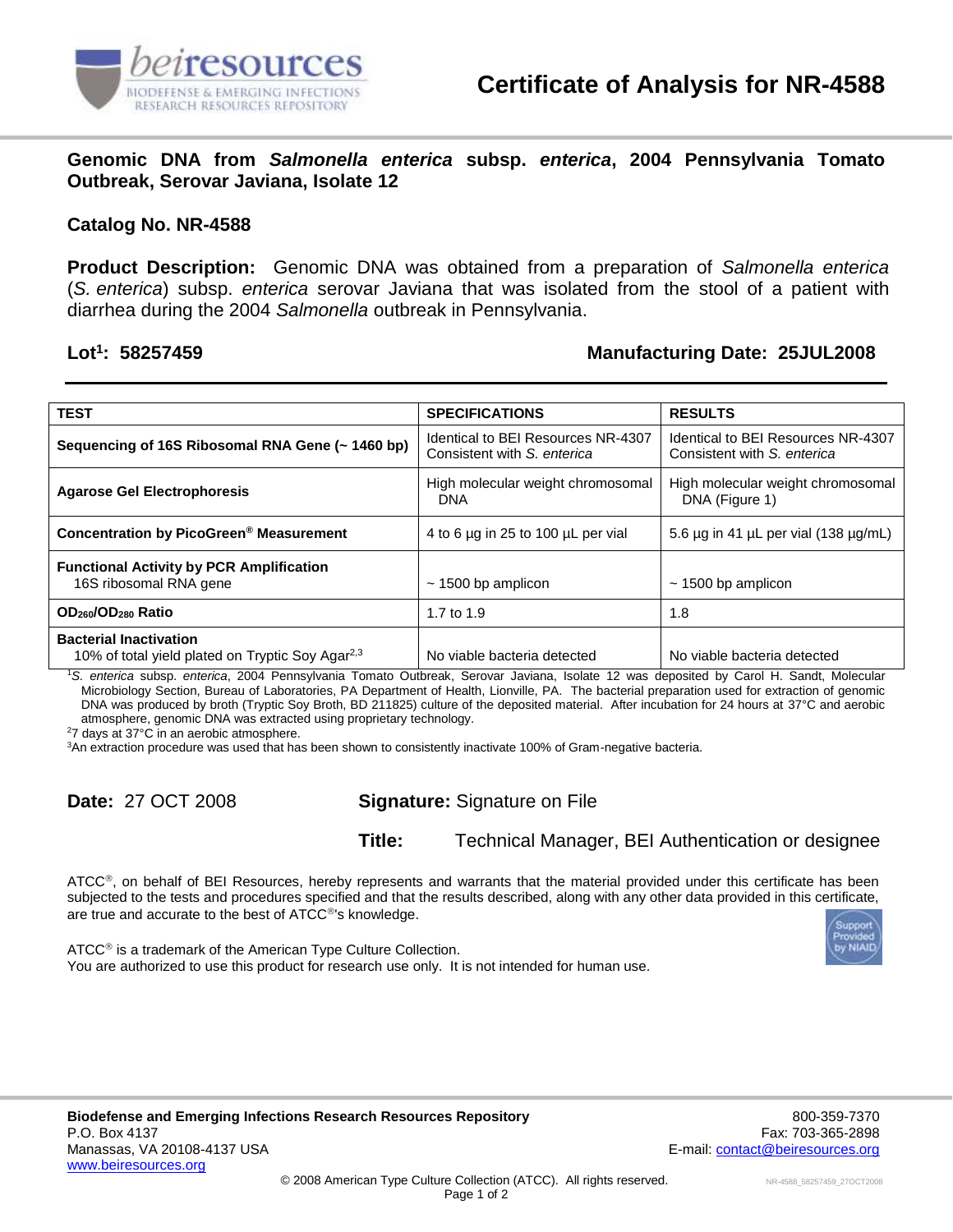# Certificate of Analysis for NR-4588

## Genomic DNA from *Salmonella enterica* subsp. *enterica*, 2004 Pennsylvania Tomato Outbreak, Serovar Javiana, Isolate 12

**Catalog No. NR-4588**

**Product Description:** Genomic DNA was obtained from a preparation of *Salmonella enterica* (*S. enterica*) subsp. *enterica* serovar Javiana that was isolated from the stool of a patient with diarrhea during the 2004 *Salmonella* outbreak in Pennsylvania.

**Lot[1]: 58257459** **Manufacturing Date: 25JUL2008**

| TEST | SPECIFICATIONS | RESULTS |
|---|---|---|
| **Sequencing of 16S Ribosomal RNA Gene (~ 1460 bp)** | Identical to BEI Resources NR-4307 Consistent with *S. enterica* | Identical to BEI Resources NR-4307 Consistent with *S. enterica* |
| **Agarose Gel Electrophoresis** | High molecular weight chromosomal DNA | High molecular weight chromosomal DNA (Figure 1) |
| **Concentration by PicoGreen® Measurement** | 4 to 6 µg in 25 to 100 µL per vial | 5.6 µg in 41 µL per vial (138 µg/mL) |
| **Functional Activity by PCR Amplification** 16S ribosomal RNA gene | ~ 1500 bp amplicon | ~ 1500 bp amplicon |
| **$OD_{260}/OD_{280}$ Ratio** | 1.7 to 1.9 | 1.8 |
| **Bacterial Inactivation** 10% of total yield plated on Tryptic Soy Agar[2,3] | No viable bacteria detected | No viable bacteria detected |

[1]*S. enterica* subsp. *enterica*, 2004 Pennsylvania Tomato Outbreak, Serovar Javiana, Isolate 12 was deposited by Carol H. Sandt, Molecular Microbiology Section, Bureau of Laboratories, PA Department of Health, Lionville, PA. The bacterial preparation used for extraction of genomic DNA was produced by broth (Tryptic Soy Broth, BD 211825) culture of the deposited material. After incubation for 24 hours at 37°C and aerobic atmosphere, genomic DNA was extracted using proprietary technology.

[2]7 days at 37°C in an aerobic atmosphere.

[3]An extraction procedure was used that has been shown to consistently inactivate 100% of Gram-negative bacteria.

**Date:** 27 OCT 2008 **Signature:** Signature on File

**Title:** Technical Manager, BEI Authentication or designee

ATCC®, on behalf of BEI Resources, hereby represents and warrants that the material provided under this certificate has been subjected to the tests and procedures specified and that the results described, along with any other data provided in this certificate, are true and accurate to the best of ATCC®'s knowledge.

ATCC® is a trademark of the American Type Culture Collection.
You are authorized to use this product for research use only. It is not intended for human use.

**Biodefense and Emerging Infections Research Resources Repository**
P.O. Box 4137
Manassas, VA 20108-4137 USA
www.beiresources.org

800-359-7370
Fax: 703-365-2898
E-mail: contact@beiresources.org

© 2008 American Type Culture Collection (ATCC). All rights reserved.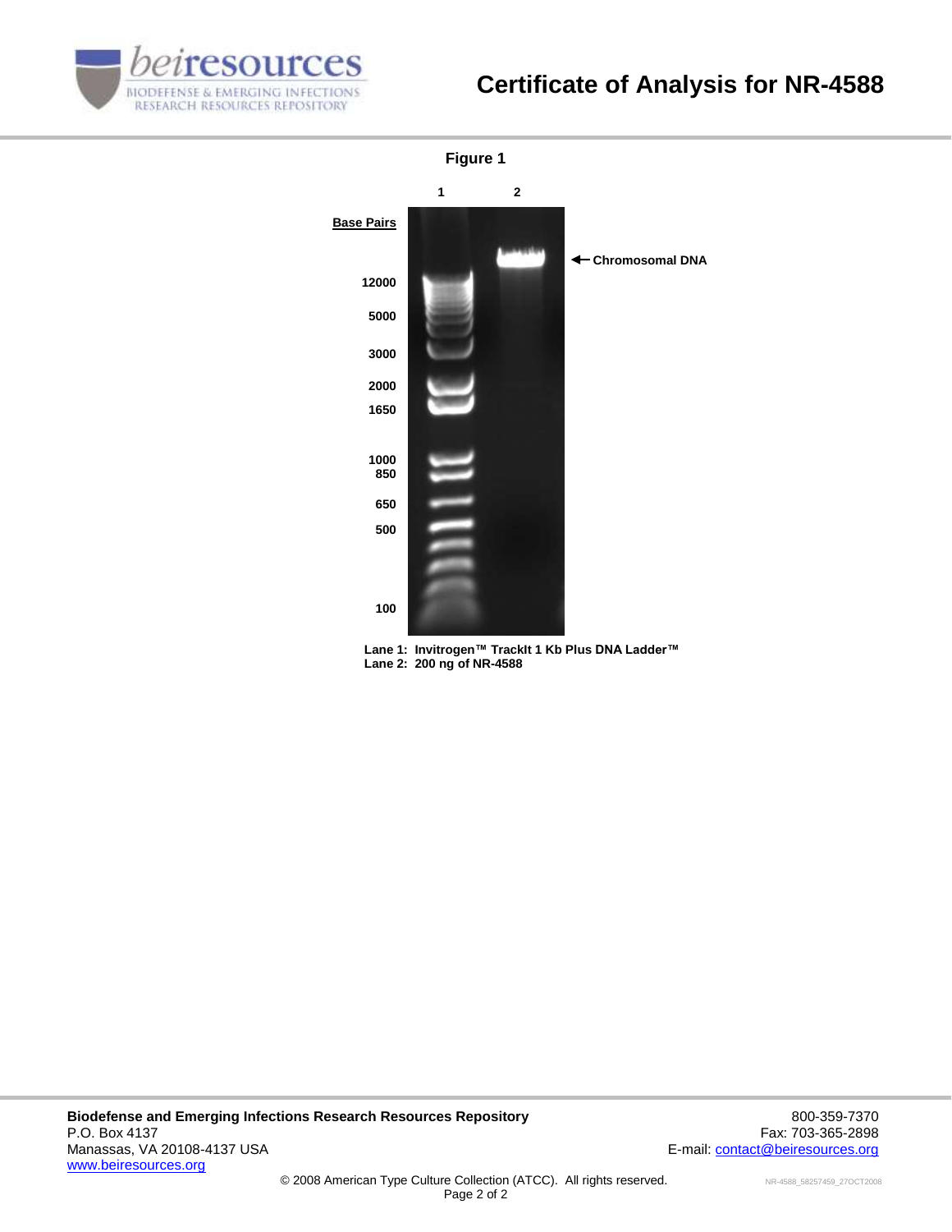**Figure 1**

1
2

Base Pairs

12000
5000
3000
2000
1650
1000
850
650
500
100

Chromosomal DNA

Lane 1: Invitrogen™ TrackIt 1 Kb Plus DNA Ladder™
Lane 2: 200 ng of NR-4588

**Biodefense and Emerging Infections Research Resources Repository**
P.O. Box 4137
Manassas, VA 20108-4137 USA
www.beiresources.org

800-359-7370
Fax: 703-365-2898
E-mail: contact@beiresources.org

© 2008 American Type Culture Collection (ATCC). All rights reserved.

NR-4588_58257459_27OCT2008